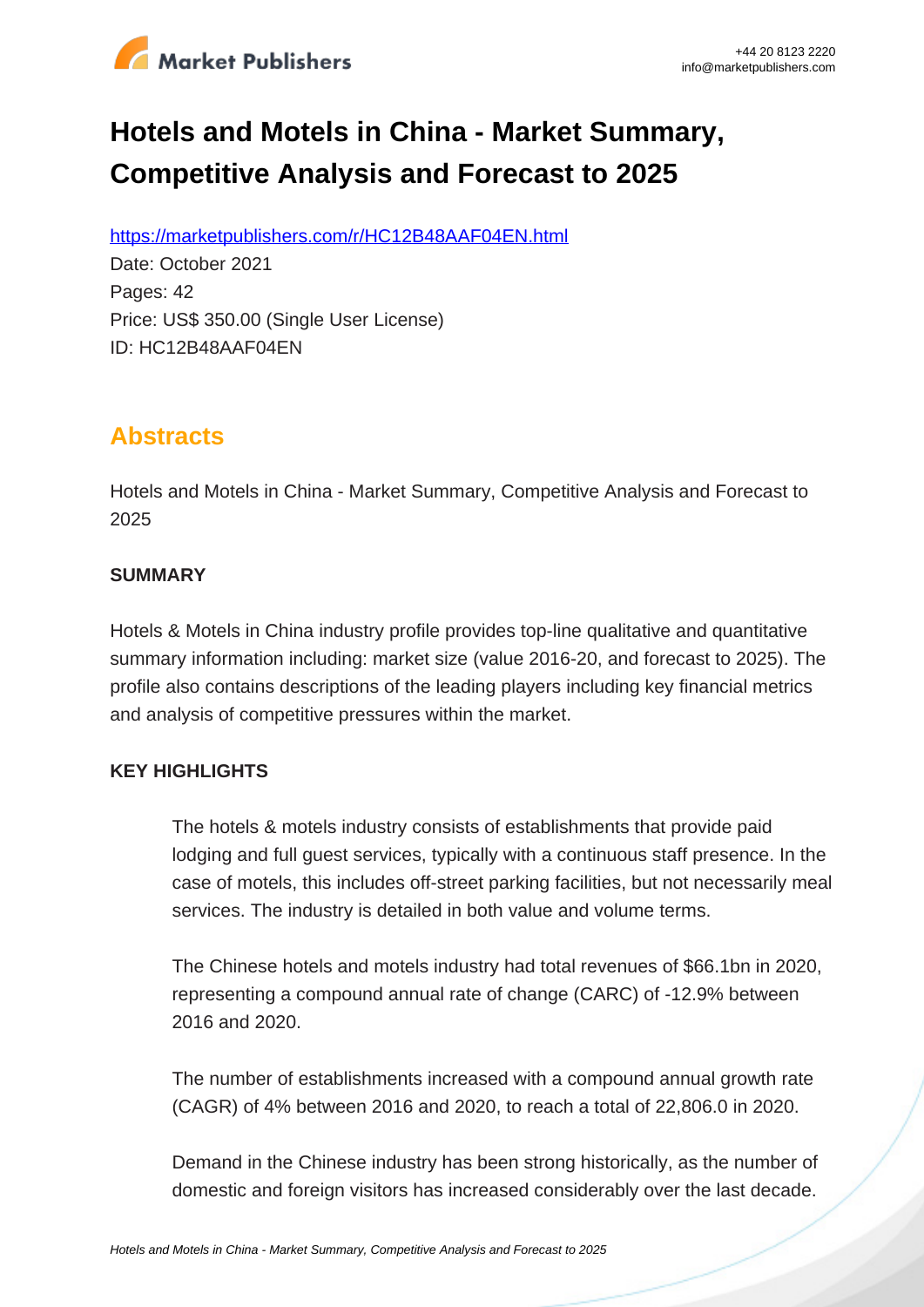# Hotels and Motels in China - Market Summary, Competitive Analysis and Forecast to 2025

https://marketpublishers.com/r/HC12B48AAF04EN.html

Date: October 2021

Pages: 42

Price: US$ 350.00 (Single User License)

ID: HC12B48AAF04EN

## Abstracts

Hotels and Motels in China - Market Summary, Competitive Analysis and Forecast to 2025

### SUMMARY

Hotels & Motels in China industry profile provides top-line qualitative and quantitative summary information including: market size (value 2016-20, and forecast to 2025). The profile also contains descriptions of the leading players including key financial metrics and analysis of competitive pressures within the market.

### KEY HIGHLIGHTS

The hotels & motels industry consists of establishments that provide paid lodging and full guest services, typically with a continuous staff presence. In the case of motels, this includes off-street parking facilities, but not necessarily meal services. The industry is detailed in both value and volume terms.

The Chinese hotels and motels industry had total revenues of $66.1bn in 2020, representing a compound annual rate of change (CARC) of -12.9% between 2016 and 2020.

The number of establishments increased with a compound annual growth rate (CAGR) of 4% between 2016 and 2020, to reach a total of 22,806.0 in 2020.

Demand in the Chinese industry has been strong historically, as the number of domestic and foreign visitors has increased considerably over the last decade.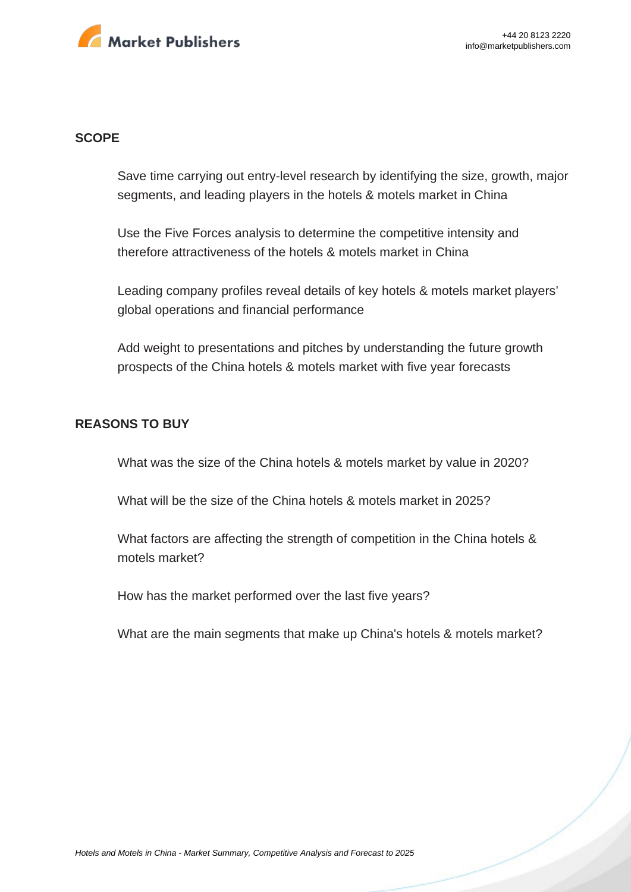## SCOPE

Save time carrying out entry-level research by identifying the size, growth, major segments, and leading players in the hotels & motels market in China

Use the Five Forces analysis to determine the competitive intensity and therefore attractiveness of the hotels & motels market in China

Leading company profiles reveal details of key hotels & motels market players' global operations and financial performance

Add weight to presentations and pitches by understanding the future growth prospects of the China hotels & motels market with five year forecasts

## REASONS TO BUY

What was the size of the China hotels & motels market by value in 2020?

What will be the size of the China hotels & motels market in 2025?

What factors are affecting the strength of competition in the China hotels & motels market?

How has the market performed over the last five years?

What are the main segments that make up China's hotels & motels market?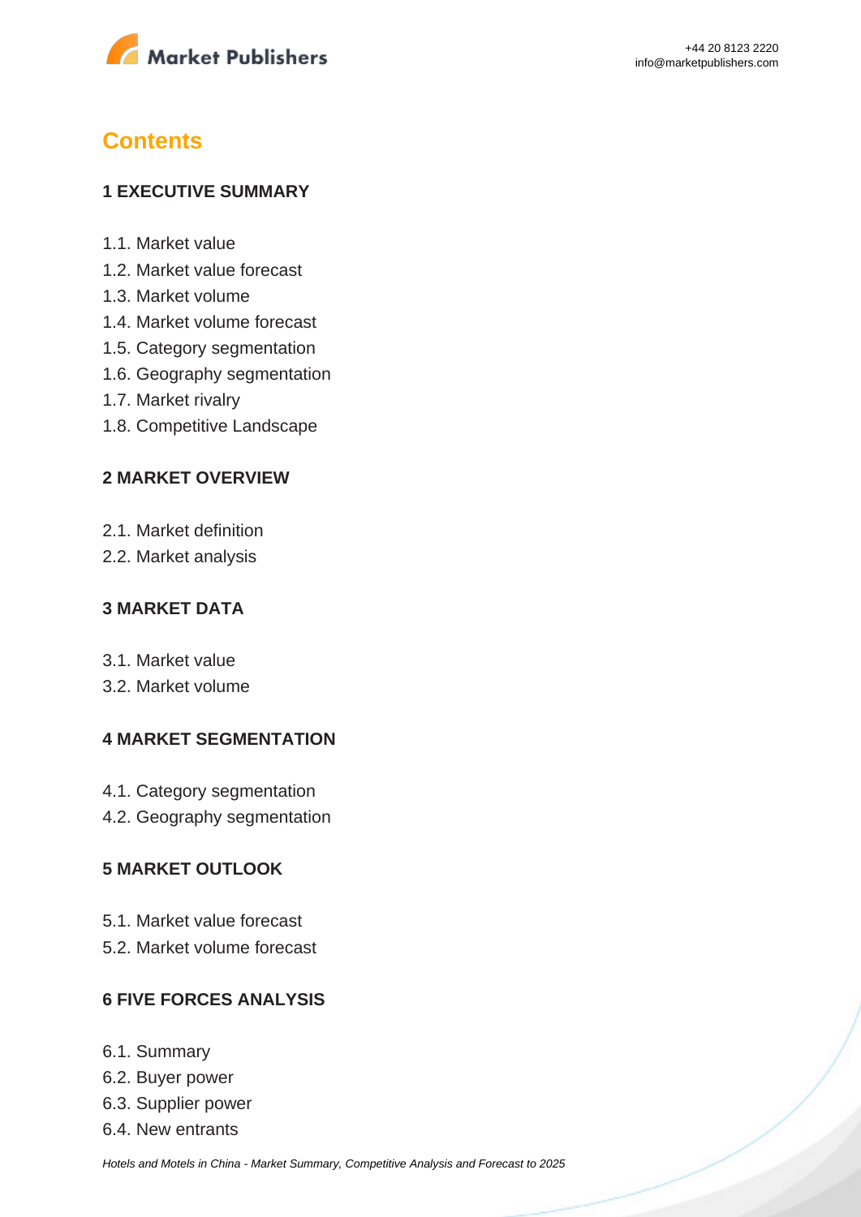## Contents

### 1 EXECUTIVE SUMMARY

1.1. Market value
1.2. Market value forecast
1.3. Market volume
1.4. Market volume forecast
1.5. Category segmentation
1.6. Geography segmentation
1.7. Market rivalry
1.8. Competitive Landscape

### 2 MARKET OVERVIEW

2.1. Market definition
2.2. Market analysis

### 3 MARKET DATA

3.1. Market value
3.2. Market volume

### 4 MARKET SEGMENTATION

4.1. Category segmentation
4.2. Geography segmentation

### 5 MARKET OUTLOOK

5.1. Market value forecast
5.2. Market volume forecast

### 6 FIVE FORCES ANALYSIS

6.1. Summary
6.2. Buyer power
6.3. Supplier power
6.4. New entrants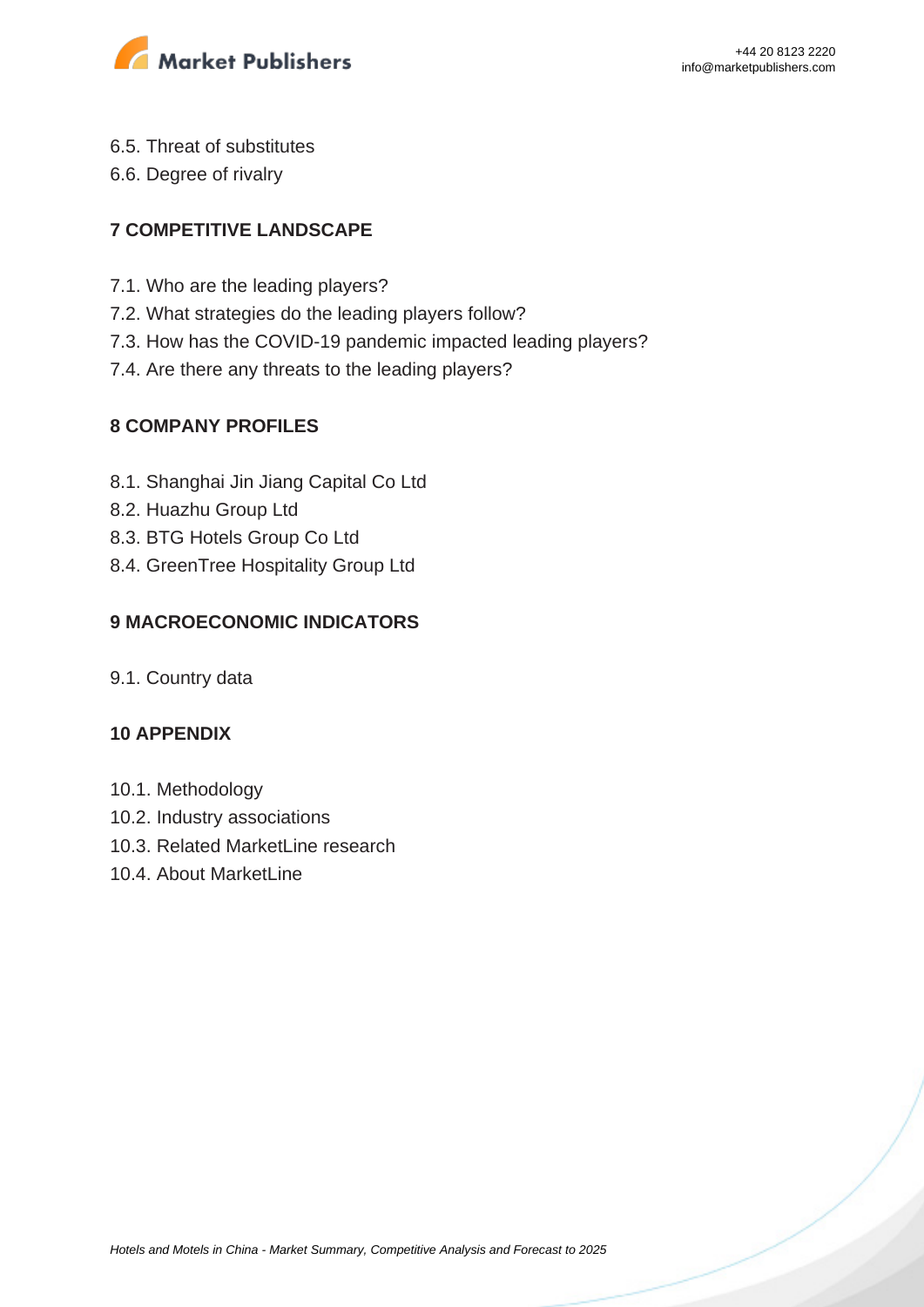6.5. Threat of substitutes
6.6. Degree of rivalry

## 7 COMPETITIVE LANDSCAPE

7.1. Who are the leading players?
7.2. What strategies do the leading players follow?
7.3. How has the COVID-19 pandemic impacted leading players?
7.4. Are there any threats to the leading players?

## 8 COMPANY PROFILES

8.1. Shanghai Jin Jiang Capital Co Ltd
8.2. Huazhu Group Ltd
8.3. BTG Hotels Group Co Ltd
8.4. GreenTree Hospitality Group Ltd

## 9 MACROECONOMIC INDICATORS

9.1. Country data

## 10 APPENDIX

10.1. Methodology
10.2. Industry associations
10.3. Related MarketLine research
10.4. About MarketLine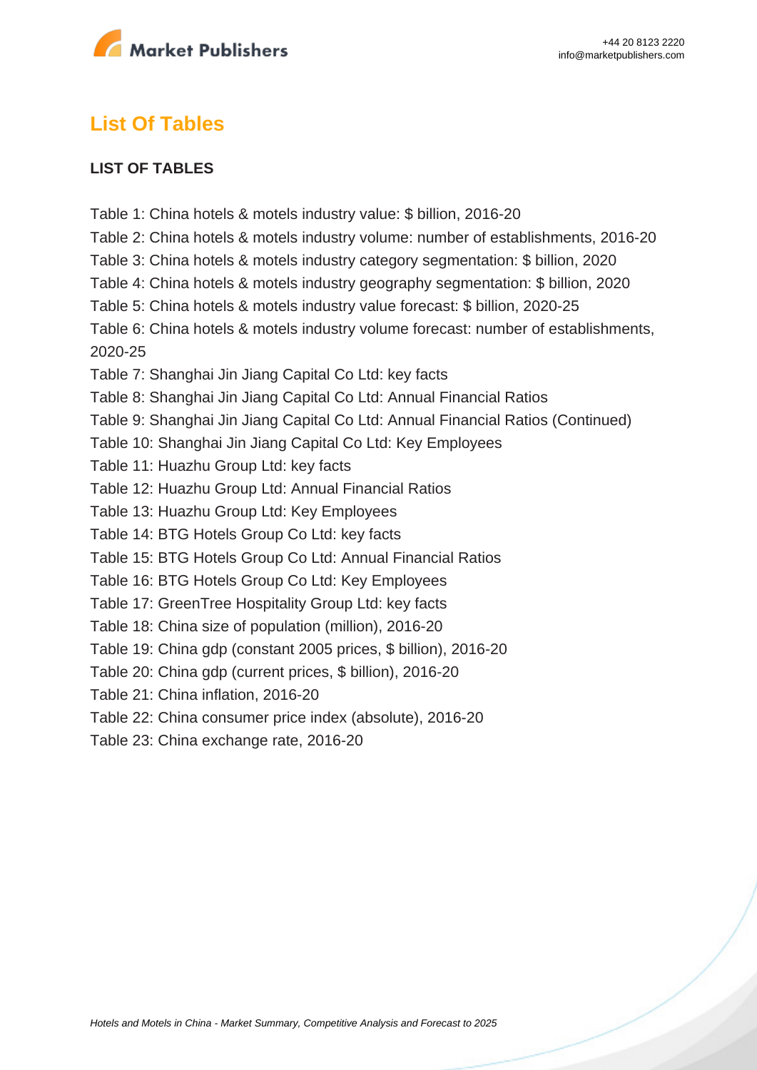## List Of Tables

**LIST OF TABLES**

Table 1: China hotels & motels industry value: $ billion, 2016-20
Table 2: China hotels & motels industry volume: number of establishments, 2016-20
Table 3: China hotels & motels industry category segmentation: $ billion, 2020
Table 4: China hotels & motels industry geography segmentation: $ billion, 2020
Table 5: China hotels & motels industry value forecast: $ billion, 2020-25
Table 6: China hotels & motels industry volume forecast: number of establishments, 2020-25
Table 7: Shanghai Jin Jiang Capital Co Ltd: key facts
Table 8: Shanghai Jin Jiang Capital Co Ltd: Annual Financial Ratios
Table 9: Shanghai Jin Jiang Capital Co Ltd: Annual Financial Ratios (Continued)
Table 10: Shanghai Jin Jiang Capital Co Ltd: Key Employees
Table 11: Huazhu Group Ltd: key facts
Table 12: Huazhu Group Ltd: Annual Financial Ratios
Table 13: Huazhu Group Ltd: Key Employees
Table 14: BTG Hotels Group Co Ltd: key facts
Table 15: BTG Hotels Group Co Ltd: Annual Financial Ratios
Table 16: BTG Hotels Group Co Ltd: Key Employees
Table 17: GreenTree Hospitality Group Ltd: key facts
Table 18: China size of population (million), 2016-20
Table 19: China gdp (constant 2005 prices, $ billion), 2016-20
Table 20: China gdp (current prices, $ billion), 2016-20
Table 21: China inflation, 2016-20
Table 22: China consumer price index (absolute), 2016-20
Table 23: China exchange rate, 2016-20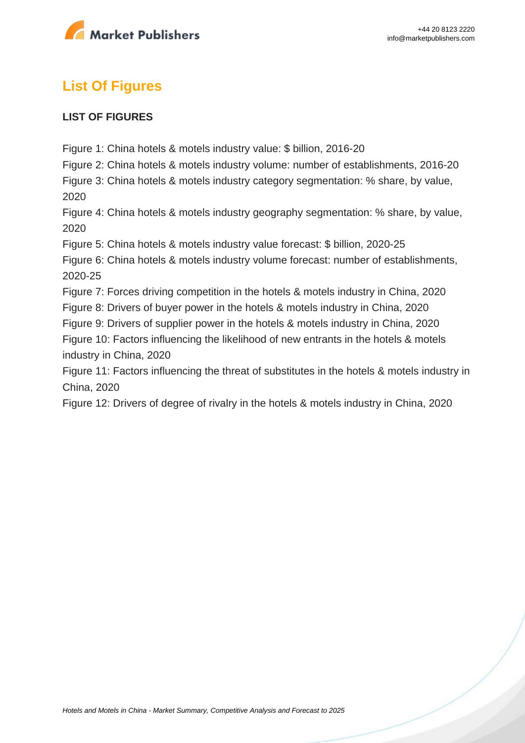## List Of Figures

**LIST OF FIGURES**

Figure 1: China hotels & motels industry value: $ billion, 2016-20
Figure 2: China hotels & motels industry volume: number of establishments, 2016-20
Figure 3: China hotels & motels industry category segmentation: % share, by value, 2020
Figure 4: China hotels & motels industry geography segmentation: % share, by value, 2020
Figure 5: China hotels & motels industry value forecast: $ billion, 2020-25
Figure 6: China hotels & motels industry volume forecast: number of establishments, 2020-25
Figure 7: Forces driving competition in the hotels & motels industry in China, 2020
Figure 8: Drivers of buyer power in the hotels & motels industry in China, 2020
Figure 9: Drivers of supplier power in the hotels & motels industry in China, 2020
Figure 10: Factors influencing the likelihood of new entrants in the hotels & motels industry in China, 2020
Figure 11: Factors influencing the threat of substitutes in the hotels & motels industry in China, 2020
Figure 12: Drivers of degree of rivalry in the hotels & motels industry in China, 2020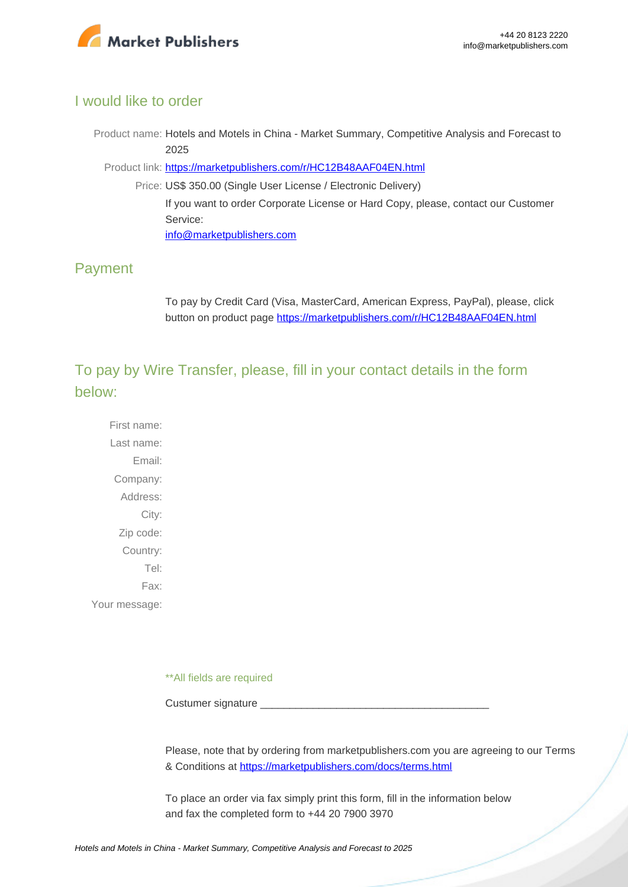## I would like to order

Product name: Hotels and Motels in China - Market Summary, Competitive Analysis and Forecast to 2025

Product link: [https://marketpublishers.com/r/HC12B48AAF04EN.html](https://marketpublishers.com/r/HC12B48AAF04EN.html)

Price: US$ 350.00 (Single User License / Electronic Delivery)

If you want to order Corporate License or Hard Copy, please, contact our Customer Service:

[info@marketpublishers.com](mailto:info@marketpublishers.com)

## Payment

To pay by Credit Card (Visa, MasterCard, American Express, PayPal), please, click button on product page [https://marketpublishers.com/r/HC12B48AAF04EN.html](https://marketpublishers.com/r/HC12B48AAF04EN.html)

## To pay by Wire Transfer, please, fill in your contact details in the form below:

First name:

Last name:

Email:

Company:

Address:

City:

Zip code:

Country:

Tel:

Fax:

Your message:

**All fields are required

Custumer signature _______________________________________

Please, note that by ordering from marketpublishers.com you are agreeing to our Terms & Conditions at [https://marketpublishers.com/docs/terms.html](https://marketpublishers.com/docs/terms.html)

To place an order via fax simply print this form, fill in the information below and fax the completed form to +44 20 7900 3970